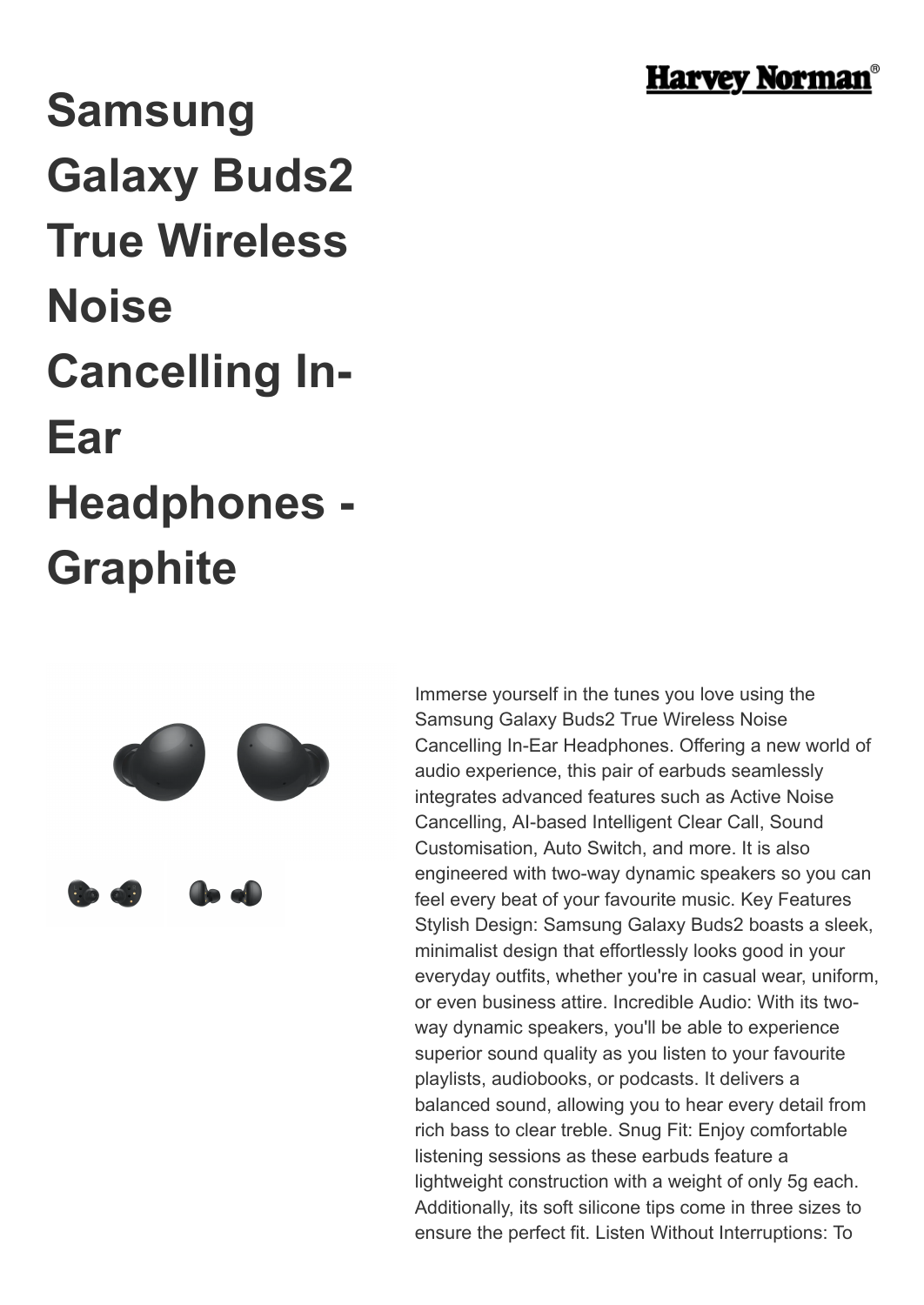# Samsung Galaxy Buds2 True Wireless Noise Cancelling In-Ear Headphones - Graphite

Immerse yourself in the tunes you love using the Samsung Galaxy Buds2 True Wireless Noise Cancelling In-Ear Headphones. Offering a new world of audio experience, this pair of earbuds seamlessly integrates advanced features such as Active Noise Cancelling, AI-based Intelligent Clear Call, Sound Customisation, Auto Switch, and more. It is also engineered with two-way dynamic speakers so you can feel every beat of your favourite music. Key Features Stylish Design: Samsung Galaxy Buds2 boasts a sleek, minimalist design that effortlessly looks good in your everyday outfits, whether you're in casual wear, uniform, or even business attire. Incredible Audio: With its two-way dynamic speakers, you'll be able to experience superior sound quality as you listen to your favourite playlists, audiobooks, or podcasts. It delivers a balanced sound, allowing you to hear every detail from rich bass to clear treble. Snug Fit: Enjoy comfortable listening sessions as these earbuds feature a lightweight construction with a weight of only 5g each. Additionally, its soft silicone tips come in three sizes to ensure the perfect fit. Listen Without Interruptions: To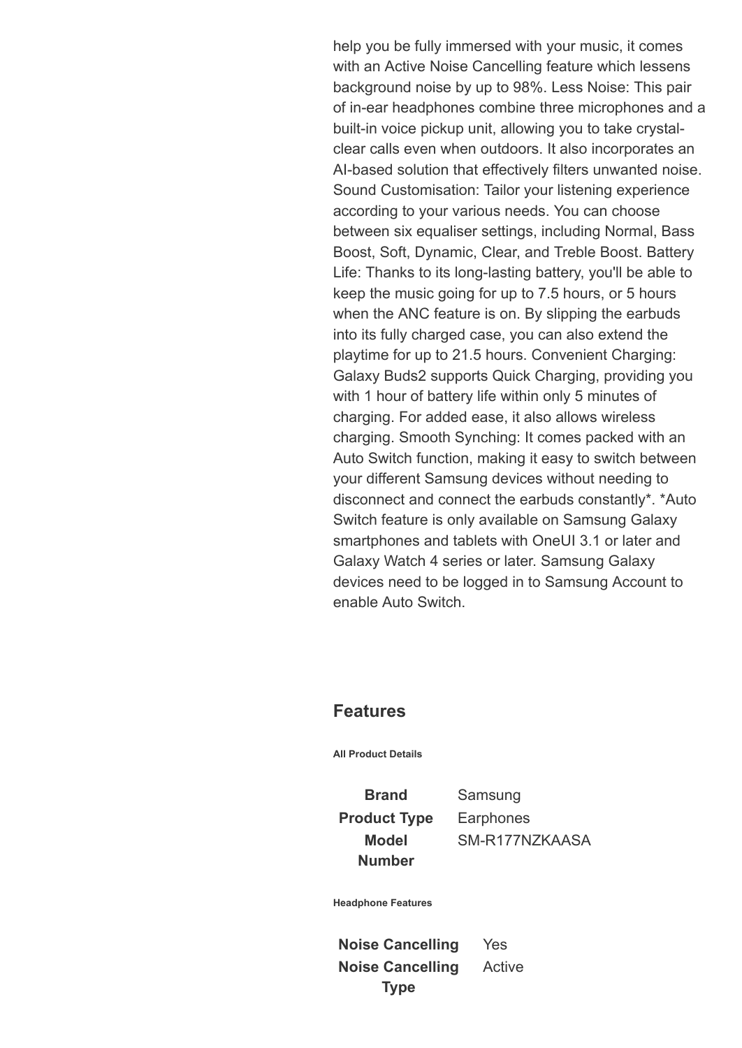help you be fully immersed with your music, it comes with an Active Noise Cancelling feature which lessens background noise by up to 98%. Less Noise: This pair of in-ear headphones combine three microphones and a built-in voice pickup unit, allowing you to take crystal-clear calls even when outdoors. It also incorporates an AI-based solution that effectively filters unwanted noise. Sound Customisation: Tailor your listening experience according to your various needs. You can choose between six equaliser settings, including Normal, Bass Boost, Soft, Dynamic, Clear, and Treble Boost. Battery Life: Thanks to its long-lasting battery, you'll be able to keep the music going for up to 7.5 hours, or 5 hours when the ANC feature is on. By slipping the earbuds into its fully charged case, you can also extend the playtime for up to 21.5 hours. Convenient Charging: Galaxy Buds2 supports Quick Charging, providing you with 1 hour of battery life within only 5 minutes of charging. For added ease, it also allows wireless charging. Smooth Synching: It comes packed with an Auto Switch function, making it easy to switch between your different Samsung devices without needing to disconnect and connect the earbuds constantly*. *Auto Switch feature is only available on Samsung Galaxy smartphones and tablets with OneUI 3.1 or later and Galaxy Watch 4 series or later. Samsung Galaxy devices need to be logged in to Samsung Account to enable Auto Switch.

## Features

##### All Product Details

| | |
|---|---|
| **Brand** | Samsung |
| **Product Type** | Earphones |
| **Model Number** | SM-R177NZKAASA |

##### Headphone Features

| | |
|---|---|
| **Noise Cancelling** | Yes |
| **Noise Cancelling Type** | Active |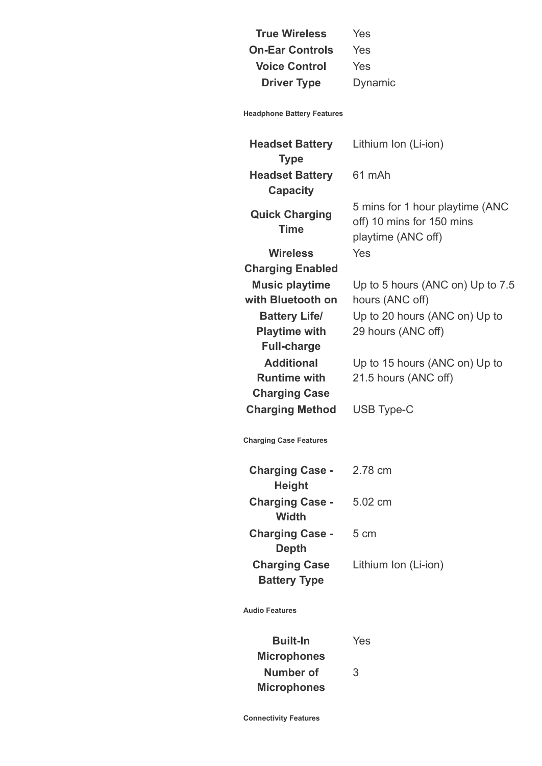| | |
|---|---|
| **True Wireless** | Yes |
| **On-Ear Controls** | Yes |
| **Voice Control** | Yes |
| **Driver Type** | Dynamic |

**Headphone Battery Features**

| | |
|---|---|
| **Headset Battery Type** | Lithium Ion (Li-ion) |
| **Headset Battery Capacity** | 61 mAh |
| **Quick Charging Time** | 5 mins for 1 hour playtime (ANC off) 10 mins for 150 mins playtime (ANC off) |
| **Wireless Charging Enabled** | Yes |
| **Music playtime with Bluetooth on** | Up to 5 hours (ANC on) Up to 7.5 hours (ANC off) |
| **Battery Life/ Playtime with Full-charge** | Up to 20 hours (ANC on) Up to 29 hours (ANC off) |
| **Additional Runtime with Charging Case** | Up to 15 hours (ANC on) Up to 21.5 hours (ANC off) |
| **Charging Method** | USB Type-C |

**Charging Case Features**

| | |
|---|---|
| **Charging Case - Height** | 2.78 cm |
| **Charging Case - Width** | 5.02 cm |
| **Charging Case - Depth** | 5 cm |
| **Charging Case Battery Type** | Lithium Ion (Li-ion) |

**Audio Features**

| | |
|---|---|
| **Built-In Microphones** | Yes |
| **Number of Microphones** | 3 |

**Connectivity Features**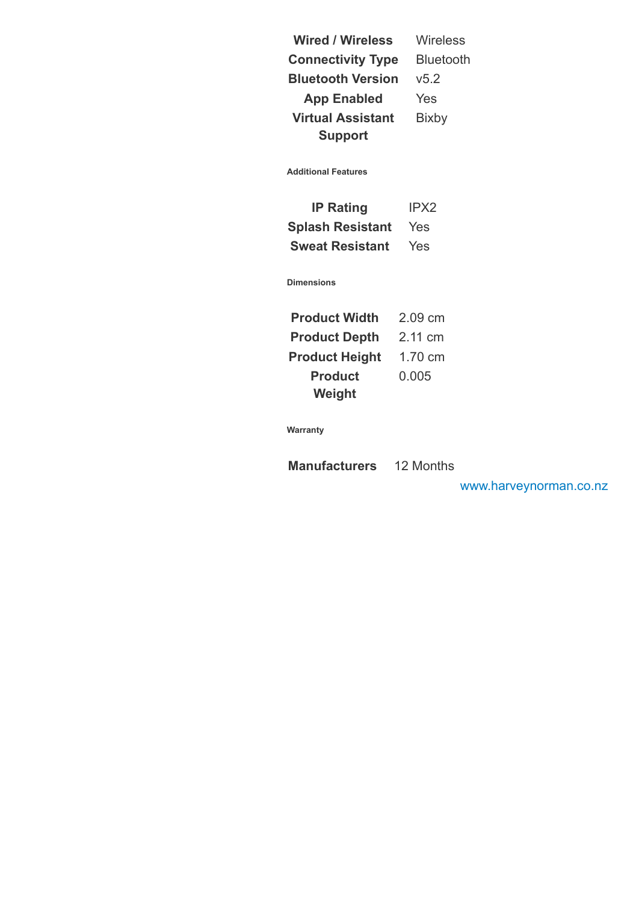| | |
|---|---|
| **Wired / Wireless** | Wireless |
| **Connectivity Type** | Bluetooth |
| **Bluetooth Version** | v5.2 |
| **App Enabled** | Yes |
| **Virtual Assistant Support** | Bixby |

#### Additional Features

| | |
|---|---|
| **IP Rating** | IPX2 |
| **Splash Resistant** | Yes |
| **Sweat Resistant** | Yes |

#### Dimensions

| | |
|---|---|
| **Product Width** | 2.09 cm |
| **Product Depth** | 2.11 cm |
| **Product Height** | 1.70 cm |
| **Product Weight** | 0.005 |

#### Warranty

| | |
|---|---|
| **Manufacturers** | 12 Months |

www.harveynorman.co.nz